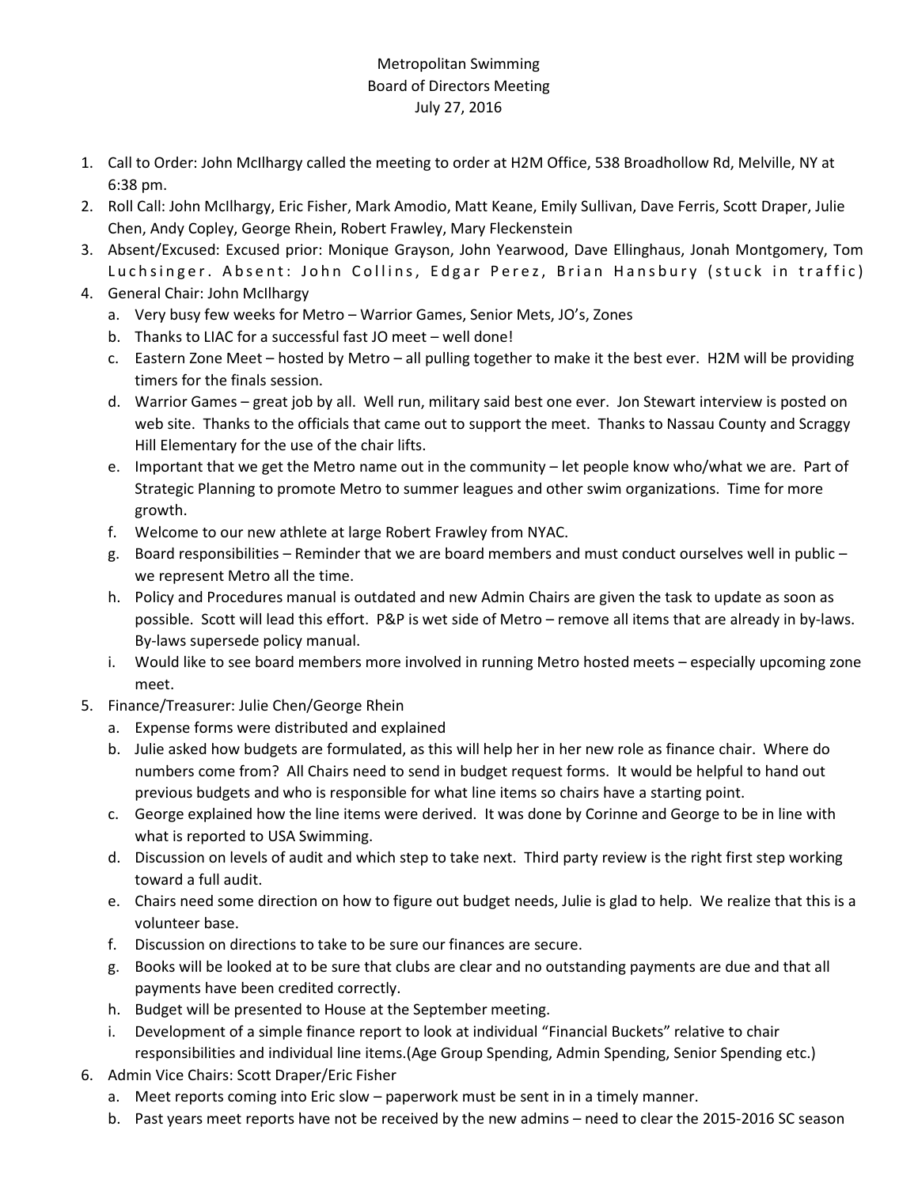Metropolitan Swimming
Board of Directors Meeting
July 27, 2016

1. Call to Order: John McIlhargy called the meeting to order at H2M Office, 538 Broadhollow Rd, Melville, NY at 6:38 pm.
2. Roll Call: John McIlhargy, Eric Fisher, Mark Amodio, Matt Keane, Emily Sullivan, Dave Ferris, Scott Draper, Julie Chen, Andy Copley, George Rhein, Robert Frawley, Mary Fleckenstein
3. Absent/Excused: Excused prior: Monique Grayson, John Yearwood, Dave Ellinghaus, Jonah Montgomery, Tom Luchsinger. Absent: John Collins, Edgar Perez, Brian Hansbury (stuck in traffic)
4. General Chair: John McIlhargy
   a. Very busy few weeks for Metro – Warrior Games, Senior Mets, JO's, Zones
   b. Thanks to LIAC for a successful fast JO meet – well done!
   c. Eastern Zone Meet – hosted by Metro – all pulling together to make it the best ever. H2M will be providing timers for the finals session.
   d. Warrior Games – great job by all. Well run, military said best one ever. Jon Stewart interview is posted on web site. Thanks to the officials that came out to support the meet. Thanks to Nassau County and Scraggy Hill Elementary for the use of the chair lifts.
   e. Important that we get the Metro name out in the community – let people know who/what we are. Part of Strategic Planning to promote Metro to summer leagues and other swim organizations. Time for more growth.
   f. Welcome to our new athlete at large Robert Frawley from NYAC.
   g. Board responsibilities – Reminder that we are board members and must conduct ourselves well in public – we represent Metro all the time.
   h. Policy and Procedures manual is outdated and new Admin Chairs are given the task to update as soon as possible. Scott will lead this effort. P&P is wet side of Metro – remove all items that are already in by-laws. By-laws supersede policy manual.
   i. Would like to see board members more involved in running Metro hosted meets – especially upcoming zone meet.
5. Finance/Treasurer: Julie Chen/George Rhein
   a. Expense forms were distributed and explained
   b. Julie asked how budgets are formulated, as this will help her in her new role as finance chair. Where do numbers come from? All Chairs need to send in budget request forms. It would be helpful to hand out previous budgets and who is responsible for what line items so chairs have a starting point.
   c. George explained how the line items were derived. It was done by Corinne and George to be in line with what is reported to USA Swimming.
   d. Discussion on levels of audit and which step to take next. Third party review is the right first step working toward a full audit.
   e. Chairs need some direction on how to figure out budget needs, Julie is glad to help. We realize that this is a volunteer base.
   f. Discussion on directions to take to be sure our finances are secure.
   g. Books will be looked at to be sure that clubs are clear and no outstanding payments are due and that all payments have been credited correctly.
   h. Budget will be presented to House at the September meeting.
   i. Development of a simple finance report to look at individual "Financial Buckets" relative to chair responsibilities and individual line items.(Age Group Spending, Admin Spending, Senior Spending etc.)
6. Admin Vice Chairs: Scott Draper/Eric Fisher
   a. Meet reports coming into Eric slow – paperwork must be sent in in a timely manner.
   b. Past years meet reports have not be received by the new admins – need to clear the 2015-2016 SC season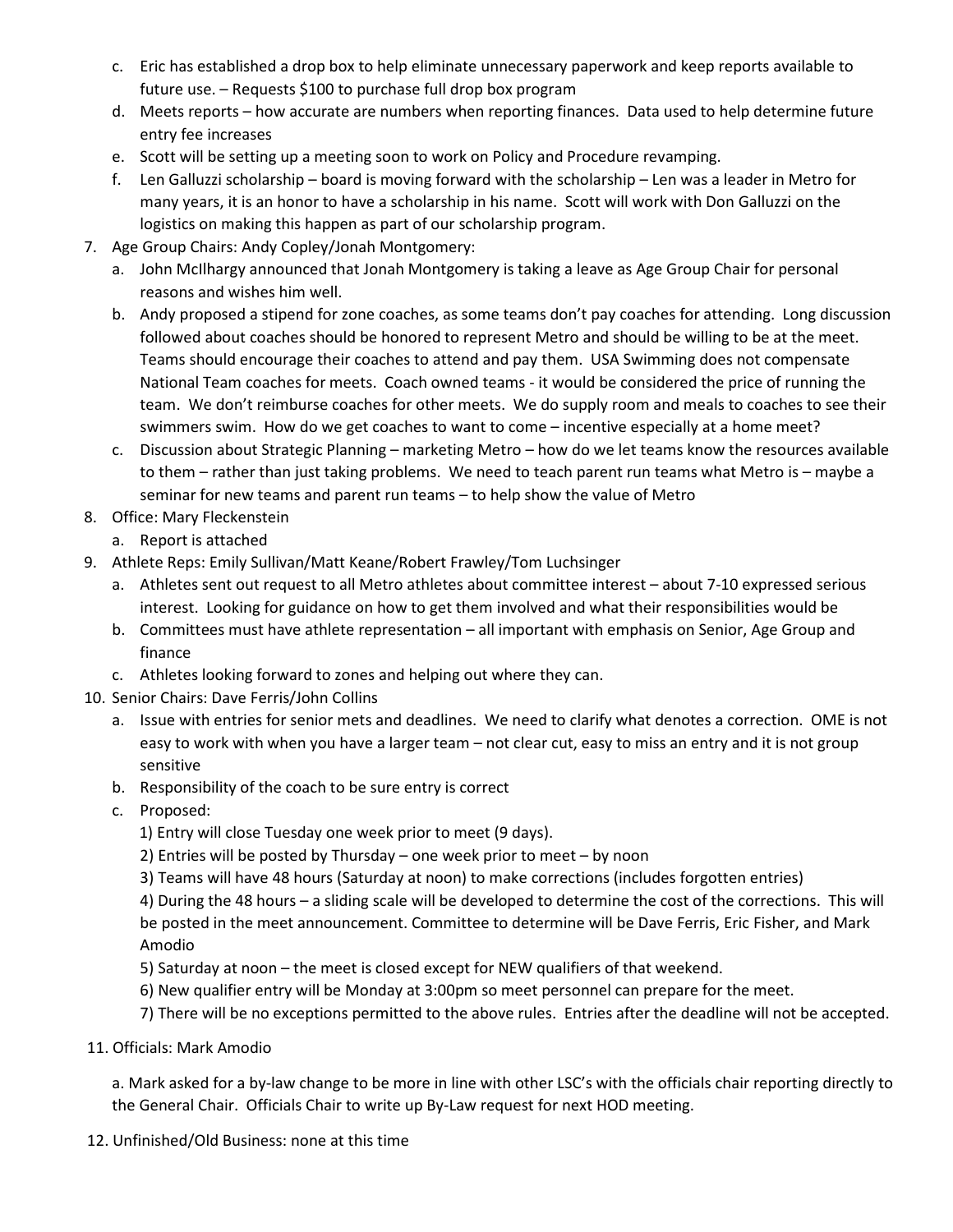c. Eric has established a drop box to help eliminate unnecessary paperwork and keep reports available to future use. – Requests $100 to purchase full drop box program

d. Meets reports – how accurate are numbers when reporting finances. Data used to help determine future entry fee increases

e. Scott will be setting up a meeting soon to work on Policy and Procedure revamping.

f. Len Galluzzi scholarship – board is moving forward with the scholarship – Len was a leader in Metro for many years, it is an honor to have a scholarship in his name. Scott will work with Don Galluzzi on the logistics on making this happen as part of our scholarship program.

7. Age Group Chairs: Andy Copley/Jonah Montgomery:
   a. John McIlhargy announced that Jonah Montgomery is taking a leave as Age Group Chair for personal reasons and wishes him well.
   b. Andy proposed a stipend for zone coaches, as some teams don't pay coaches for attending. Long discussion followed about coaches should be honored to represent Metro and should be willing to be at the meet. Teams should encourage their coaches to attend and pay them. USA Swimming does not compensate National Team coaches for meets. Coach owned teams - it would be considered the price of running the team. We don't reimburse coaches for other meets. We do supply room and meals to coaches to see their swimmers swim. How do we get coaches to want to come – incentive especially at a home meet?
   c. Discussion about Strategic Planning – marketing Metro – how do we let teams know the resources available to them – rather than just taking problems. We need to teach parent run teams what Metro is – maybe a seminar for new teams and parent run teams – to help show the value of Metro
8. Office: Mary Fleckenstein
   a. Report is attached
9. Athlete Reps: Emily Sullivan/Matt Keane/Robert Frawley/Tom Luchsinger
   a. Athletes sent out request to all Metro athletes about committee interest – about 7-10 expressed serious interest. Looking for guidance on how to get them involved and what their responsibilities would be
   b. Committees must have athlete representation – all important with emphasis on Senior, Age Group and finance
   c. Athletes looking forward to zones and helping out where they can.
10. Senior Chairs: Dave Ferris/John Collins
    a. Issue with entries for senior mets and deadlines. We need to clarify what denotes a correction. OME is not easy to work with when you have a larger team – not clear cut, easy to miss an entry and it is not group sensitive
    b. Responsibility of the coach to be sure entry is correct
    c. Proposed:

       1) Entry will close Tuesday one week prior to meet (9 days).

       2) Entries will be posted by Thursday – one week prior to meet – by noon

       3) Teams will have 48 hours (Saturday at noon) to make corrections (includes forgotten entries)

       4) During the 48 hours – a sliding scale will be developed to determine the cost of the corrections. This will be posted in the meet announcement. Committee to determine will be Dave Ferris, Eric Fisher, and Mark Amodio

       5) Saturday at noon – the meet is closed except for NEW qualifiers of that weekend.

       6) New qualifier entry will be Monday at 3:00pm so meet personnel can prepare for the meet.

       7) There will be no exceptions permitted to the above rules. Entries after the deadline will not be accepted.

11. Officials: Mark Amodio

    a. Mark asked for a by-law change to be more in line with other LSC's with the officials chair reporting directly to the General Chair. Officials Chair to write up By-Law request for next HOD meeting.

12. Unfinished/Old Business: none at this time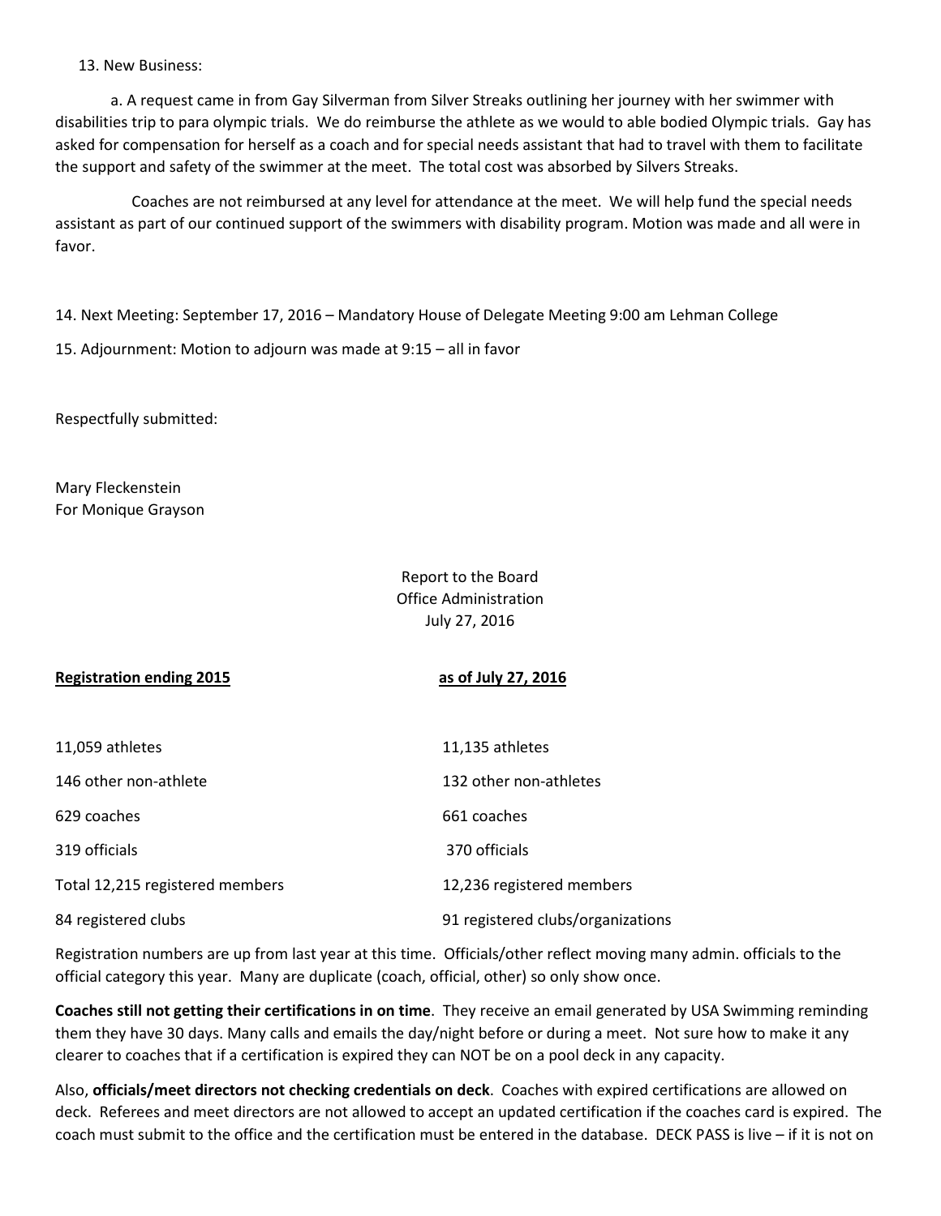13. New Business:

a. A request came in from Gay Silverman from Silver Streaks outlining her journey with her swimmer with disabilities trip to para olympic trials. We do reimburse the athlete as we would to able bodied Olympic trials. Gay has asked for compensation for herself as a coach and for special needs assistant that had to travel with them to facilitate the support and safety of the swimmer at the meet. The total cost was absorbed by Silvers Streaks.

Coaches are not reimbursed at any level for attendance at the meet. We will help fund the special needs assistant as part of our continued support of the swimmers with disability program. Motion was made and all were in favor.

14. Next Meeting: September 17, 2016 – Mandatory House of Delegate Meeting 9:00 am Lehman College

15. Adjournment: Motion to adjourn was made at 9:15 – all in favor

Respectfully submitted:

Mary Fleckenstein
For Monique Grayson

Report to the Board
Office Administration
July 27, 2016

| **Registration ending 2015** | **as of July 27, 2016** |
|---|---|
| 11,059 athletes | 11,135 athletes |
| 146 other non-athlete | 132 other non-athletes |
| 629 coaches | 661 coaches |
| 319 officials | 370 officials |
| Total 12,215 registered members | 12,236 registered members |
| 84 registered clubs | 91 registered clubs/organizations |

Registration numbers are up from last year at this time. Officials/other reflect moving many admin. officials to the official category this year. Many are duplicate (coach, official, other) so only show once.

**Coaches still not getting their certifications in on time**. They receive an email generated by USA Swimming reminding them they have 30 days. Many calls and emails the day/night before or during a meet. Not sure how to make it any clearer to coaches that if a certification is expired they can NOT be on a pool deck in any capacity.

Also, **officials/meet directors not checking credentials on deck**. Coaches with expired certifications are allowed on deck. Referees and meet directors are not allowed to accept an updated certification if the coaches card is expired. The coach must submit to the office and the certification must be entered in the database. DECK PASS is live – if it is not on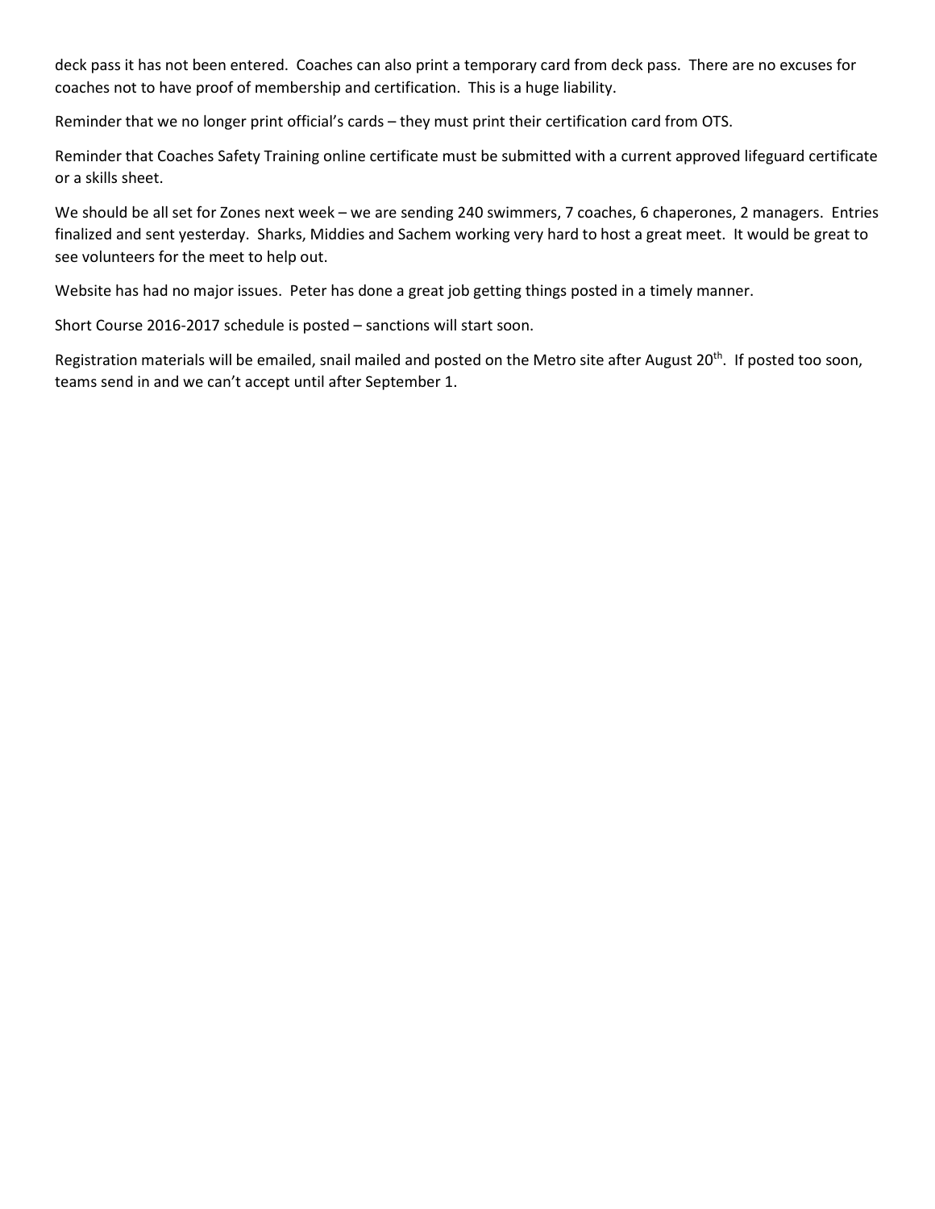deck pass it has not been entered. Coaches can also print a temporary card from deck pass. There are no excuses for coaches not to have proof of membership and certification. This is a huge liability.

Reminder that we no longer print official's cards – they must print their certification card from OTS.

Reminder that Coaches Safety Training online certificate must be submitted with a current approved lifeguard certificate or a skills sheet.

We should be all set for Zones next week – we are sending 240 swimmers, 7 coaches, 6 chaperones, 2 managers. Entries finalized and sent yesterday. Sharks, Middies and Sachem working very hard to host a great meet. It would be great to see volunteers for the meet to help out.

Website has had no major issues. Peter has done a great job getting things posted in a timely manner.

Short Course 2016-2017 schedule is posted – sanctions will start soon.

Registration materials will be emailed, snail mailed and posted on the Metro site after August 20th. If posted too soon, teams send in and we can't accept until after September 1.